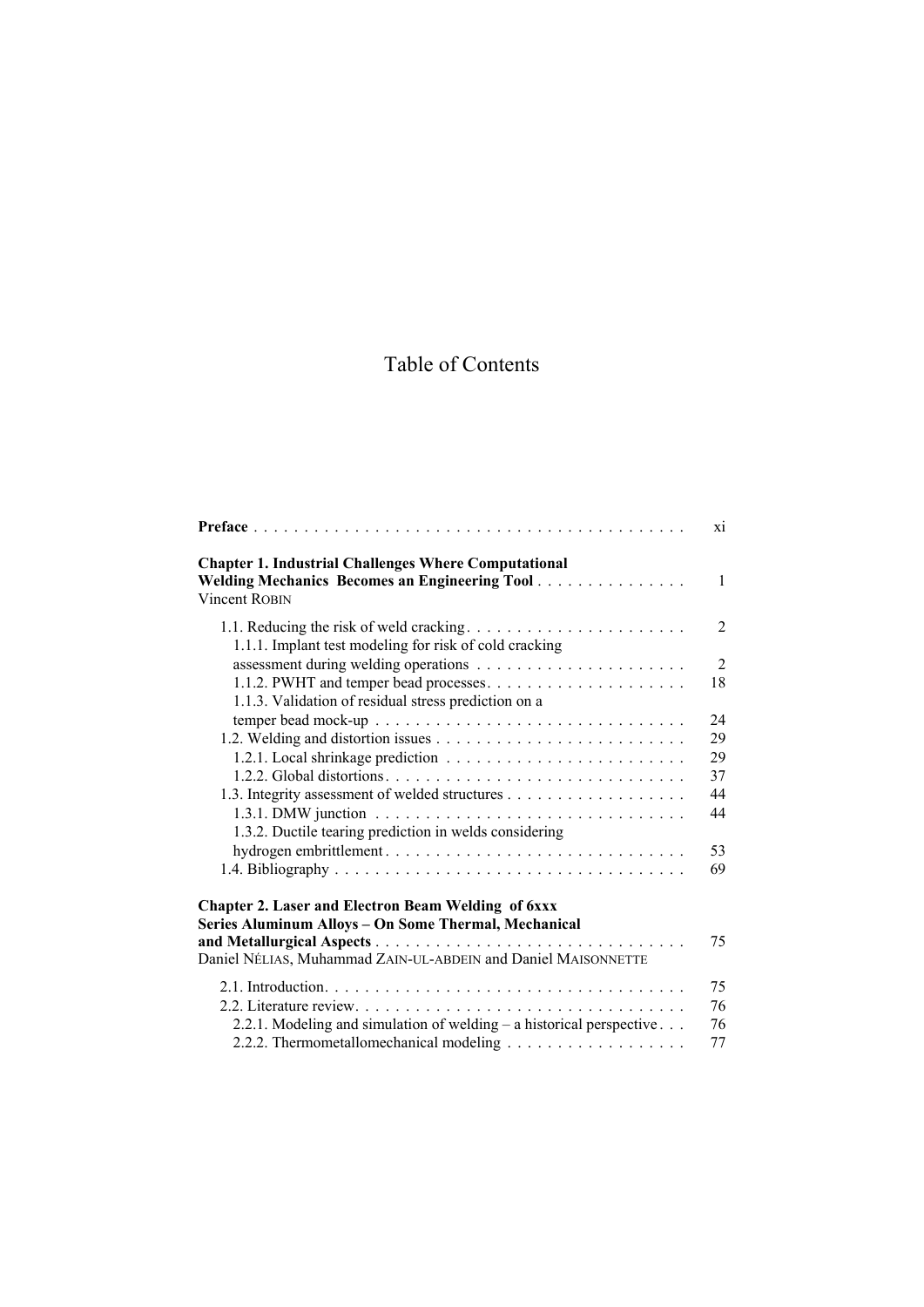# Table of Contents

**Preface** . . . . . . . . . . . . . . . . . . . . . . . . . . . . . . . . . . . . . . . . . . . xi

**Chapter 1. Industrial Challenges Where Computational Welding Mechanics Becomes an Engineering Tool** . . . . . . . . . . . . . . . 1
Vincent ROBIN

- 1.1. Reducing the risk of weld cracking . . . . . . . . . . . . . . . . . . . . . . 2
  - 1.1.1. Implant test modeling for risk of cold cracking assessment during welding operations . . . . . . . . . . . . . . . . . . . . . 2
  - 1.1.2. PWHT and temper bead processes . . . . . . . . . . . . . . . . . . . . 18
  - 1.1.3. Validation of residual stress prediction on a temper bead mock-up . . . . . . . . . . . . . . . . . . . . . . . . . . . . . . . 24
- 1.2. Welding and distortion issues . . . . . . . . . . . . . . . . . . . . . . . . . 29
  - 1.2.1. Local shrinkage prediction . . . . . . . . . . . . . . . . . . . . . . . . 29
  - 1.2.2. Global distortions . . . . . . . . . . . . . . . . . . . . . . . . . . . . . 37
- 1.3. Integrity assessment of welded structures . . . . . . . . . . . . . . . . . . 44
  - 1.3.1. DMW junction . . . . . . . . . . . . . . . . . . . . . . . . . . . . . . . 44
  - 1.3.2. Ductile tearing prediction in welds considering hydrogen embrittlement . . . . . . . . . . . . . . . . . . . . . . . . . . . . . . 53
- 1.4. Bibliography . . . . . . . . . . . . . . . . . . . . . . . . . . . . . . . . . . . 69

**Chapter 2. Laser and Electron Beam Welding of 6xxx Series Aluminum Alloys – On Some Thermal, Mechanical and Metallurgical Aspects** . . . . . . . . . . . . . . . . . . . . . . . . . . . . . . . 75
Daniel NÉLIAS, Muhammad ZAIN-UL-ABDEIN and Daniel MAISONNETTE

- 2.1. Introduction . . . . . . . . . . . . . . . . . . . . . . . . . . . . . . . . . . . 75
- 2.2. Literature review . . . . . . . . . . . . . . . . . . . . . . . . . . . . . . . . 76
  - 2.2.1. Modeling and simulation of welding – a historical perspective . . . 76
  - 2.2.2. Thermometallomechanical modeling . . . . . . . . . . . . . . . . . . 77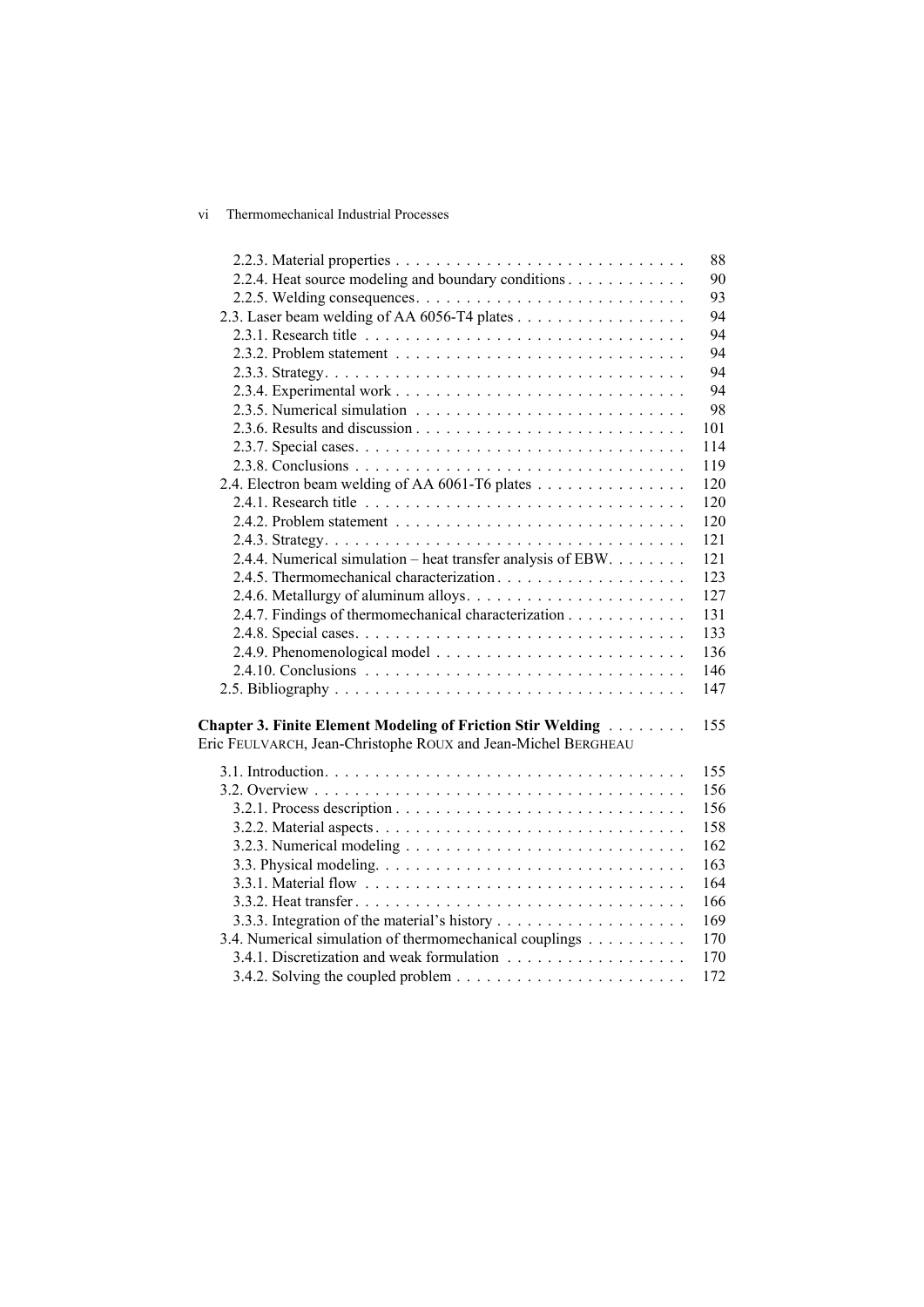2.2.3. Material properties . . . . . . . . . . . . . . . . . . . . . . . . . . . . . 88
2.2.4. Heat source modeling and boundary conditions . . . . . . . . . . . . 90
2.2.5. Welding consequences. . . . . . . . . . . . . . . . . . . . . . . . . . . 93
2.3. Laser beam welding of AA 6056-T4 plates . . . . . . . . . . . . . . . . . 94
2.3.1. Research title . . . . . . . . . . . . . . . . . . . . . . . . . . . . . . . . 94
2.3.2. Problem statement . . . . . . . . . . . . . . . . . . . . . . . . . . . . . 94
2.3.3. Strategy. . . . . . . . . . . . . . . . . . . . . . . . . . . . . . . . . . . . 94
2.3.4. Experimental work . . . . . . . . . . . . . . . . . . . . . . . . . . . . . 94
2.3.5. Numerical simulation . . . . . . . . . . . . . . . . . . . . . . . . . . . 98
2.3.6. Results and discussion . . . . . . . . . . . . . . . . . . . . . . . . . . 101
2.3.7. Special cases. . . . . . . . . . . . . . . . . . . . . . . . . . . . . . . . . 114
2.3.8. Conclusions . . . . . . . . . . . . . . . . . . . . . . . . . . . . . . . . . 119
2.4. Electron beam welding of AA 6061-T6 plates . . . . . . . . . . . . . . . 120
2.4.1. Research title . . . . . . . . . . . . . . . . . . . . . . . . . . . . . . . . 120
2.4.2. Problem statement . . . . . . . . . . . . . . . . . . . . . . . . . . . . . 120
2.4.3. Strategy. . . . . . . . . . . . . . . . . . . . . . . . . . . . . . . . . . . . 121
2.4.4. Numerical simulation – heat transfer analysis of EBW. . . . . . . . 121
2.4.5. Thermomechanical characterization . . . . . . . . . . . . . . . . . . 123
2.4.6. Metallurgy of aluminum alloys. . . . . . . . . . . . . . . . . . . . . . 127
2.4.7. Findings of thermomechanical characterization . . . . . . . . . . . 131
2.4.8. Special cases. . . . . . . . . . . . . . . . . . . . . . . . . . . . . . . . . 133
2.4.9. Phenomenological model . . . . . . . . . . . . . . . . . . . . . . . . . 136
2.4.10. Conclusions . . . . . . . . . . . . . . . . . . . . . . . . . . . . . . . . 146
2.5. Bibliography . . . . . . . . . . . . . . . . . . . . . . . . . . . . . . . . . . . 147

**Chapter 3. Finite Element Modeling of Friction Stir Welding** . . . . . . . . 155
Eric FEULVARCH, Jean-Christophe ROUX and Jean-Michel BERGHEAU

3.1. Introduction. . . . . . . . . . . . . . . . . . . . . . . . . . . . . . . . . . . 155
3.2. Overview . . . . . . . . . . . . . . . . . . . . . . . . . . . . . . . . . . . . 156
3.2.1. Process description . . . . . . . . . . . . . . . . . . . . . . . . . . . . 156
3.2.2. Material aspects . . . . . . . . . . . . . . . . . . . . . . . . . . . . . . 158
3.2.3. Numerical modeling . . . . . . . . . . . . . . . . . . . . . . . . . . . . 162
3.3. Physical modeling. . . . . . . . . . . . . . . . . . . . . . . . . . . . . . . 163
3.3.1. Material flow . . . . . . . . . . . . . . . . . . . . . . . . . . . . . . . . 164
3.3.2. Heat transfer . . . . . . . . . . . . . . . . . . . . . . . . . . . . . . . . 166
3.3.3. Integration of the material's history . . . . . . . . . . . . . . . . . . 169
3.4. Numerical simulation of thermomechanical couplings . . . . . . . . . . 170
3.4.1. Discretization and weak formulation . . . . . . . . . . . . . . . . . . 170
3.4.2. Solving the coupled problem . . . . . . . . . . . . . . . . . . . . . . . 172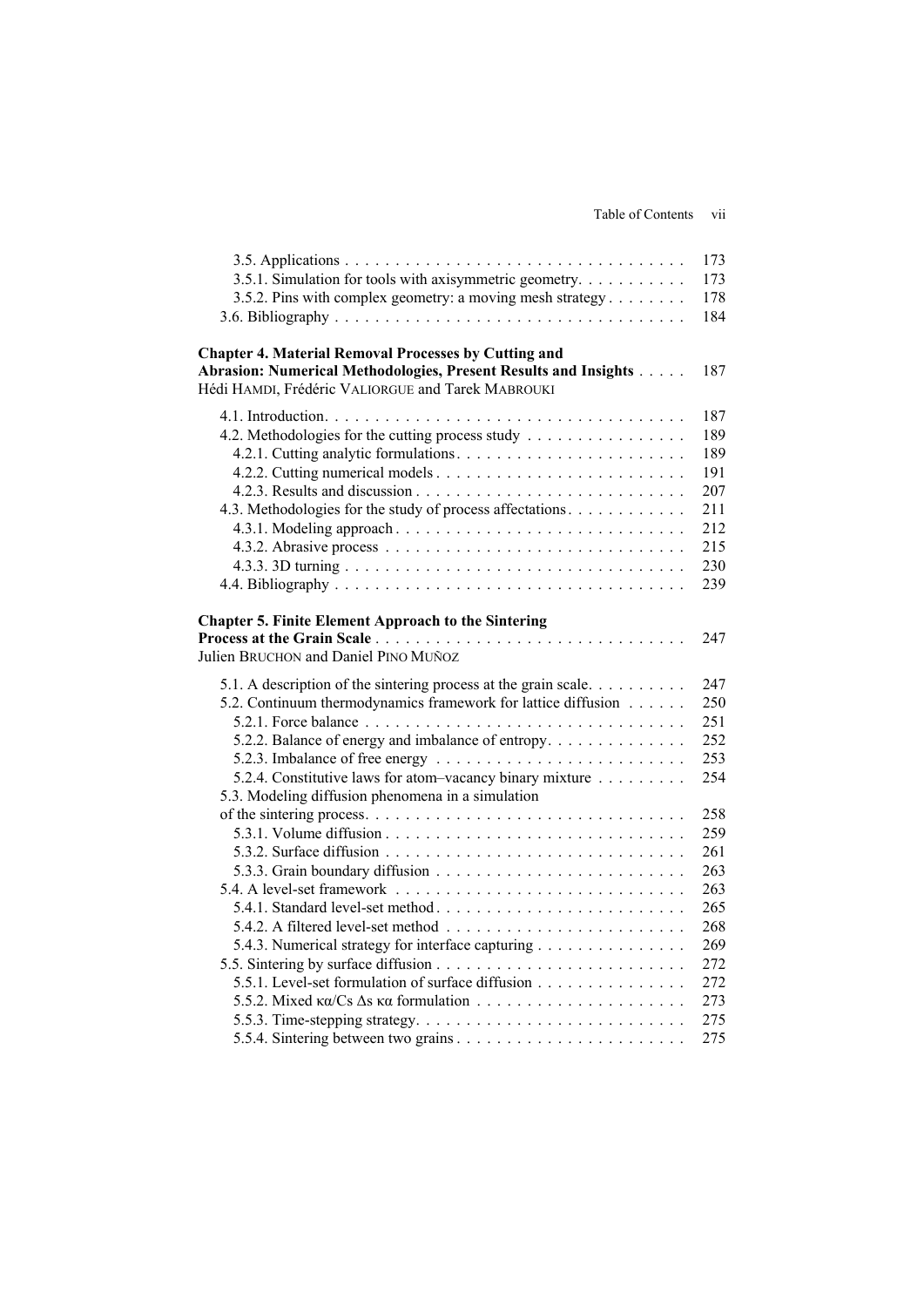3.5. Applications . . . . . . . . . . . . . . . . . . . . . . . . . . . . . . . . . 173
3.5.1. Simulation for tools with axisymmetric geometry. . . . . . . . . . . 173
3.5.2. Pins with complex geometry: a moving mesh strategy . . . . . . . . 178
3.6. Bibliography . . . . . . . . . . . . . . . . . . . . . . . . . . . . . . . . . 184

**Chapter 4. Material Removal Processes by Cutting and Abrasion: Numerical Methodologies, Present Results and Insights** . . . . . 187
Hédi HAMDI, Frédéric VALIORGUE and Tarek MABROUKI

4.1. Introduction. . . . . . . . . . . . . . . . . . . . . . . . . . . . . . . . . 187
4.2. Methodologies for the cutting process study . . . . . . . . . . . . . . . 189
4.2.1. Cutting analytic formulations. . . . . . . . . . . . . . . . . . . . . . 189
4.2.2. Cutting numerical models . . . . . . . . . . . . . . . . . . . . . . . . 191
4.2.3. Results and discussion . . . . . . . . . . . . . . . . . . . . . . . . . . 207
4.3. Methodologies for the study of process affectations. . . . . . . . . . . 211
4.3.1. Modeling approach . . . . . . . . . . . . . . . . . . . . . . . . . . . . 212
4.3.2. Abrasive process . . . . . . . . . . . . . . . . . . . . . . . . . . . . . 215
4.3.3. 3D turning . . . . . . . . . . . . . . . . . . . . . . . . . . . . . . . . . 230
4.4. Bibliography . . . . . . . . . . . . . . . . . . . . . . . . . . . . . . . . . 239

**Chapter 5. Finite Element Approach to the Sintering Process at the Grain Scale** . . . . . . . . . . . . . . . . . . . . . . . . . . . . . . . 247
Julien BRUCHON and Daniel PINO MUÑOZ

5.1. A description of the sintering process at the grain scale. . . . . . . . . . 247
5.2. Continuum thermodynamics framework for lattice diffusion . . . . . . 250
5.2.1. Force balance . . . . . . . . . . . . . . . . . . . . . . . . . . . . . . . 251
5.2.2. Balance of energy and imbalance of entropy. . . . . . . . . . . . . . 252
5.2.3. Imbalance of free energy . . . . . . . . . . . . . . . . . . . . . . . . 253
5.2.4. Constitutive laws for atom–vacancy binary mixture . . . . . . . . . 254
5.3. Modeling diffusion phenomena in a simulation of the sintering process. . . . . . . . . . . . . . . . . . . . . . . . . . . . . . . 258
5.3.1. Volume diffusion . . . . . . . . . . . . . . . . . . . . . . . . . . . . . 259
5.3.2. Surface diffusion . . . . . . . . . . . . . . . . . . . . . . . . . . . . . 261
5.3.3. Grain boundary diffusion . . . . . . . . . . . . . . . . . . . . . . . . 263
5.4. A level-set framework . . . . . . . . . . . . . . . . . . . . . . . . . . . . 263
5.4.1. Standard level-set method . . . . . . . . . . . . . . . . . . . . . . . . 265
5.4.2. A filtered level-set method . . . . . . . . . . . . . . . . . . . . . . . 268
5.4.3. Numerical strategy for interface capturing . . . . . . . . . . . . . . . 269
5.5. Sintering by surface diffusion . . . . . . . . . . . . . . . . . . . . . . . . 272
5.5.1. Level-set formulation of surface diffusion . . . . . . . . . . . . . . . 272
5.5.2. Mixed $\kappa\alpha/C_s\ \Delta_s\ \kappa\alpha$ formulation . . . . . . . . . . . . . . . . . . . . . 273
5.5.3. Time-stepping strategy. . . . . . . . . . . . . . . . . . . . . . . . . . 275
5.5.4. Sintering between two grains . . . . . . . . . . . . . . . . . . . . . . 275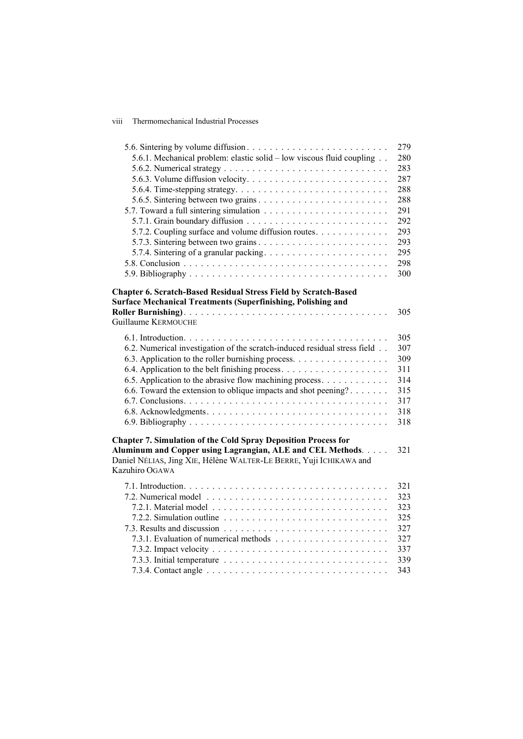5.6. Sintering by volume diffusion . . . . . . . . . . . . . . . . . . . . . . . . . . 279
5.6.1. Mechanical problem: elastic solid – low viscous fluid coupling . . 280
5.6.2. Numerical strategy . . . . . . . . . . . . . . . . . . . . . . . . . . . . . 283
5.6.3. Volume diffusion velocity. . . . . . . . . . . . . . . . . . . . . . . . . 287
5.6.4. Time-stepping strategy. . . . . . . . . . . . . . . . . . . . . . . . . . . 288
5.6.5. Sintering between two grains . . . . . . . . . . . . . . . . . . . . . . . 288
5.7. Toward a full sintering simulation . . . . . . . . . . . . . . . . . . . . . . 291
5.7.1. Grain boundary diffusion . . . . . . . . . . . . . . . . . . . . . . . . . 292
5.7.2. Coupling surface and volume diffusion routes. . . . . . . . . . . . . 293
5.7.3. Sintering between two grains . . . . . . . . . . . . . . . . . . . . . . . 293
5.7.4. Sintering of a granular packing. . . . . . . . . . . . . . . . . . . . . . 295
5.8. Conclusion . . . . . . . . . . . . . . . . . . . . . . . . . . . . . . . . . . . . 298
5.9. Bibliography . . . . . . . . . . . . . . . . . . . . . . . . . . . . . . . . . . . 300

**Chapter 6. Scratch-Based Residual Stress Field by Scratch-Based Surface Mechanical Treatments (Superfinishing, Polishing and Roller Burnishing)** . . . . . . . . . . . . . . . . . . . . . . . . . . . . . . . . . . . 305
Guillaume KERMOUCHE

6.1. Introduction. . . . . . . . . . . . . . . . . . . . . . . . . . . . . . . . . . . . 305
6.2. Numerical investigation of the scratch-induced residual stress field . . 307
6.3. Application to the roller burnishing process. . . . . . . . . . . . . . . . . 309
6.4. Application to the belt finishing process. . . . . . . . . . . . . . . . . . . 311
6.5. Application to the abrasive flow machining process. . . . . . . . . . . . 314
6.6. Toward the extension to oblique impacts and shot peening? . . . . . . . 315
6.7. Conclusions. . . . . . . . . . . . . . . . . . . . . . . . . . . . . . . . . . . . 317
6.8. Acknowledgments. . . . . . . . . . . . . . . . . . . . . . . . . . . . . . . . 318
6.9. Bibliography . . . . . . . . . . . . . . . . . . . . . . . . . . . . . . . . . . . 318

**Chapter 7. Simulation of the Cold Spray Deposition Process for Aluminum and Copper using Lagrangian, ALE and CEL Methods** . . . . . 321
Daniel NÉLIAS, Jing XIE, Hélène WALTER-LE BERRE, Yuji ICHIKAWA and Kazuhiro OGAWA

7.1. Introduction. . . . . . . . . . . . . . . . . . . . . . . . . . . . . . . . . . . . 321
7.2. Numerical model . . . . . . . . . . . . . . . . . . . . . . . . . . . . . . . . 323
7.2.1. Material model . . . . . . . . . . . . . . . . . . . . . . . . . . . . . . . 323
7.2.2. Simulation outline . . . . . . . . . . . . . . . . . . . . . . . . . . . . . 325
7.3. Results and discussion . . . . . . . . . . . . . . . . . . . . . . . . . . . . . 327
7.3.1. Evaluation of numerical methods . . . . . . . . . . . . . . . . . . . . 327
7.3.2. Impact velocity . . . . . . . . . . . . . . . . . . . . . . . . . . . . . . . 337
7.3.3. Initial temperature . . . . . . . . . . . . . . . . . . . . . . . . . . . . . 339
7.3.4. Contact angle . . . . . . . . . . . . . . . . . . . . . . . . . . . . . . . . 343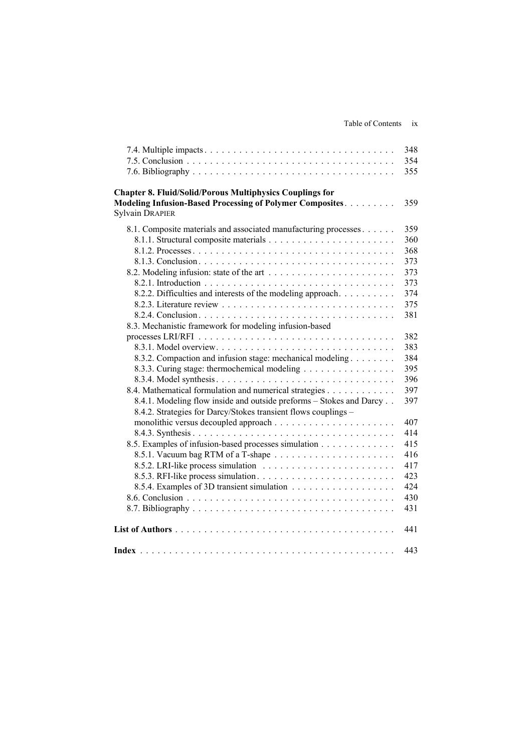7.4. Multiple impacts . . . . . . . . . . . . . . . . . . . . . . . . . . . . . . . . . 348
7.5. Conclusion . . . . . . . . . . . . . . . . . . . . . . . . . . . . . . . . . . . 354
7.6. Bibliography . . . . . . . . . . . . . . . . . . . . . . . . . . . . . . . . . . 355

**Chapter 8. Fluid/Solid/Porous Multiphysics Couplings for Modeling Infusion-Based Processing of Polymer Composites** . . . . . . . . . 359
Sylvain DRAPIER

8.1. Composite materials and associated manufacturing processes . . . . . . 359
8.1.1. Structural composite materials . . . . . . . . . . . . . . . . . . . . . . 360
8.1.2. Processes . . . . . . . . . . . . . . . . . . . . . . . . . . . . . . . . . . 368
8.1.3. Conclusion . . . . . . . . . . . . . . . . . . . . . . . . . . . . . . . . . 373
8.2. Modeling infusion: state of the art . . . . . . . . . . . . . . . . . . . . . 373
8.2.1. Introduction . . . . . . . . . . . . . . . . . . . . . . . . . . . . . . . . 373
8.2.2. Difficulties and interests of the modeling approach . . . . . . . . . . 374
8.2.3. Literature review . . . . . . . . . . . . . . . . . . . . . . . . . . . . . 375
8.2.4. Conclusion . . . . . . . . . . . . . . . . . . . . . . . . . . . . . . . . . 381
8.3. Mechanistic framework for modeling infusion-based processes LRI/RFI . . . . . . . . . . . . . . . . . . . . . . . . . . . . . . . . . . 382
8.3.1. Model overview . . . . . . . . . . . . . . . . . . . . . . . . . . . . . . 383
8.3.2. Compaction and infusion stage: mechanical modeling . . . . . . . . 384
8.3.3. Curing stage: thermochemical modeling . . . . . . . . . . . . . . . . 395
8.3.4. Model synthesis . . . . . . . . . . . . . . . . . . . . . . . . . . . . . . 396
8.4. Mathematical formulation and numerical strategies . . . . . . . . . . . 397
8.4.1. Modeling flow inside and outside preforms – Stokes and Darcy . . 397
8.4.2. Strategies for Darcy/Stokes transient flows couplings – monolithic versus decoupled approach . . . . . . . . . . . . . . . . . . . . . 407
8.4.3. Synthesis . . . . . . . . . . . . . . . . . . . . . . . . . . . . . . . . . . 414
8.5. Examples of infusion-based processes simulation . . . . . . . . . . . . 415
8.5.1. Vacuum bag RTM of a T-shape . . . . . . . . . . . . . . . . . . . . . 416
8.5.2. LRI-like process simulation . . . . . . . . . . . . . . . . . . . . . . . 417
8.5.3. RFI-like process simulation . . . . . . . . . . . . . . . . . . . . . . . 423
8.5.4. Examples of 3D transient simulation . . . . . . . . . . . . . . . . . . 424
8.6. Conclusion . . . . . . . . . . . . . . . . . . . . . . . . . . . . . . . . . . . 430
8.7. Bibliography . . . . . . . . . . . . . . . . . . . . . . . . . . . . . . . . . . 431

**List of Authors** . . . . . . . . . . . . . . . . . . . . . . . . . . . . . . . . . . 441

**Index** . . . . . . . . . . . . . . . . . . . . . . . . . . . . . . . . . . . . . . . . 443